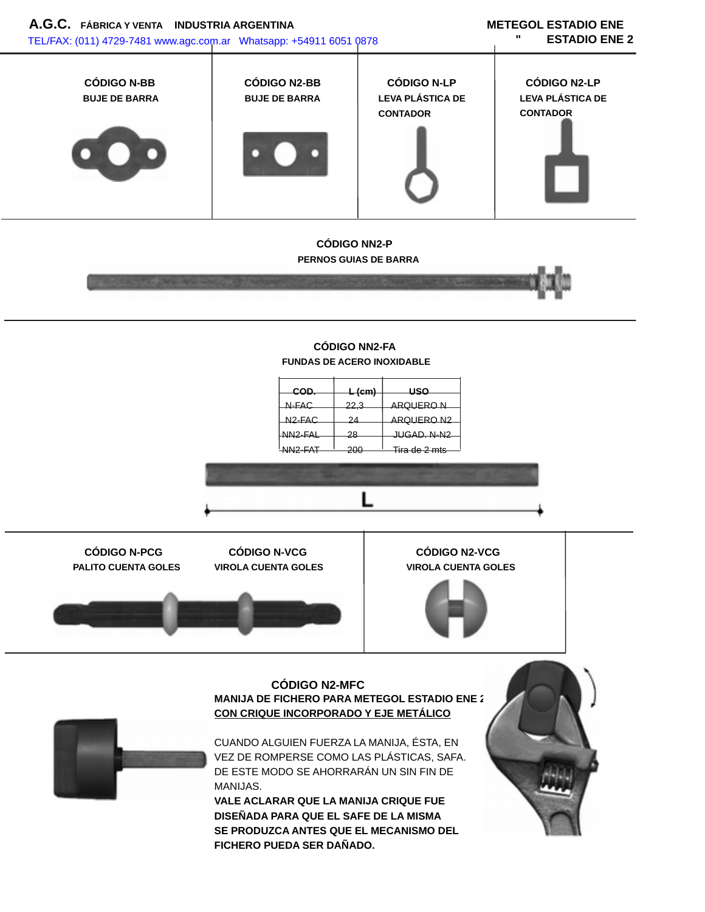**A.G.C.** FÁBRICA Y VENTA INDUSTRIA ARGENTINA

TEL/FAX: (011) 4729-7481 www.agc.com.ar Whatsapp: +54911 6051 0878

**METEGOL ESTADIO ENE**
**" ESTADIO ENE 2**

**CÓDIGO N-BB**
**BUJE DE BARRA**

**CÓDIGO N2-BB**
**BUJE DE BARRA**

**CÓDIGO N-LP**
**LEVA PLÁSTICA DE CONTADOR**

**CÓDIGO N2-LP**
**LEVA PLÁSTICA DE CONTADOR**

**CÓDIGO NN2-P**
**PERNOS GUIAS DE BARRA**

**CÓDIGO NN2-FA**
**FUNDAS DE ACERO INOXIDABLE**

| COD. | L (cm) | USO |
|---|---|---|
| N-FAC | 22,3 | ARQUERO N |
| N2-FAC | 24 | ARQUERO N2 |
| NN2-FAL | 28 | JUGAD. N-N2 |
| NN2-FAT | 200 | Tira de 2 mts |

L

**CÓDIGO N-PCG**
**PALITO CUENTA GOLES**

**CÓDIGO N-VCG**
**VIROLA CUENTA GOLES**

**CÓDIGO N2-VCG**
**VIROLA CUENTA GOLES**

**CÓDIGO N2-MFC**
**MANIJA DE FICHERO PARA METEGOL ESTADIO ENE 2**
**<u>CON CRIQUE INCORPORADO Y EJE METÁLICO</u>**

CUANDO ALGUIEN FUERZA LA MANIJA, ÉSTA, EN VEZ DE ROMPERSE COMO LAS PLÁSTICAS, SAFA. DE ESTE MODO SE AHORRARÁN UN SIN FIN DE MANIJAS.
**VALE ACLARAR QUE LA MANIJA CRIQUE FUE DISEÑADA PARA QUE EL SAFE DE LA MISMA SE PRODUZCA ANTES QUE EL MECANISMO DEL FICHERO PUEDA SER DAÑADO.**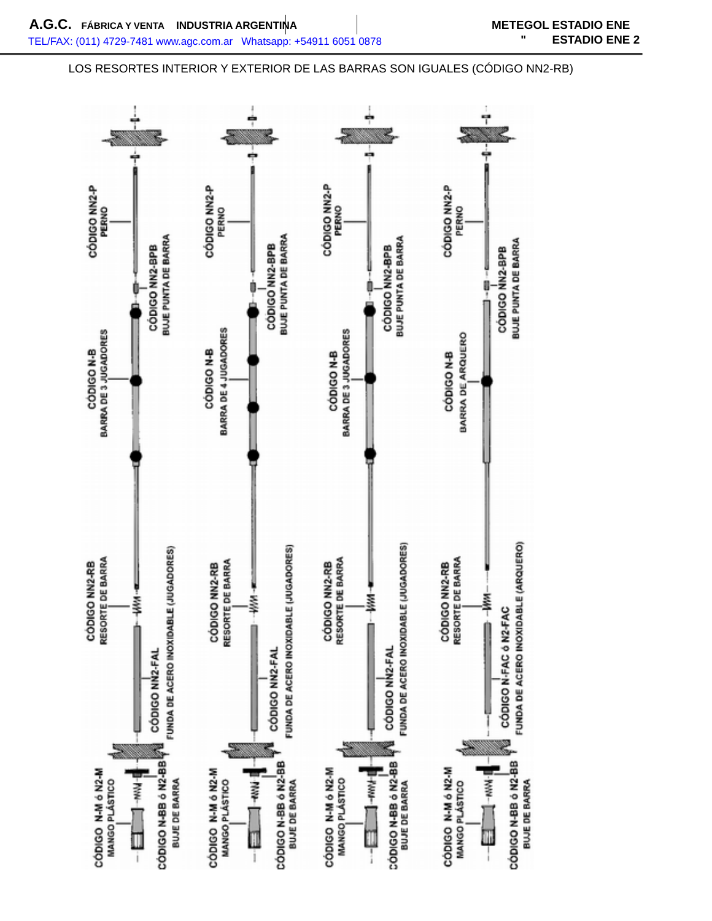LOS RESORTES INTERIOR Y EXTERIOR DE LAS BARRAS SON IGUALES (CÓDIGO NN2-RB)

CÓDIGO NN2-P
PERNO

CÓDIGO NN2-BPB
BUJE PUNTA DE BARRA

CÓDIGO N-B
BARRA DE 3 JUGADORES

CÓDIGO NN2-RB
RESORTE DE BARRA

CÓDIGO NN2-FAL
FUNDA DE ACERO INOXIDABLE (JUGADORES)

CÓDIGO N-M ó N2-M
MANGO PLÁSTICO

CÓDIGO N-BB ó N2-BB
BUJE DE BARRA

CÓDIGO NN2-P
PERNO

CÓDIGO NN2-BPB
BUJE PUNTA DE BARRA

CÓDIGO N-B
BARRA DE 4 JUGADORES

CÓDIGO NN2-RB
RESORTE DE BARRA

CÓDIGO NN2-FAL
FUNDA DE ACERO INOXIDABLE (JUGADORES)

CÓDIGO N-M ó N2-M
MANGO PLÁSTICO

CÓDIGO N-BB ó N2-BB
BUJE DE BARRA

CÓDIGO NN2-P
PERNO

CÓDIGO NN2-BPB
BUJE PUNTA DE BARRA

CÓDIGO N-B
BARRA DE 3 JUGADORES

CÓDIGO NN2-RB
RESORTE DE BARRA

CÓDIGO NN2-FAL
FUNDA DE ACERO INOXIDABLE (JUGADORES)

CÓDIGO N-M ó N2-M
MANGO PLÁSTICO

CÓDIGO N-BB ó N2-BB
BUJE DE BARRA

CÓDIGO NN2-P
PERNO

CÓDIGO NN2-BPB
BUJE PUNTA DE BARRA

CÓDIGO N-B
BARRA DE ARQUERO

CÓDIGO NN2-RB
RESORTE DE BARRA

CÓDIGO N-FAC ó N2-FAC
FUNDA DE ACERO INOXIDABLE (ARQUERO)

CÓDIGO N-M ó N2-M
MANGO PLÁSTICO

CÓDIGO N-BB ó N2-BB
BUJE DE BARRA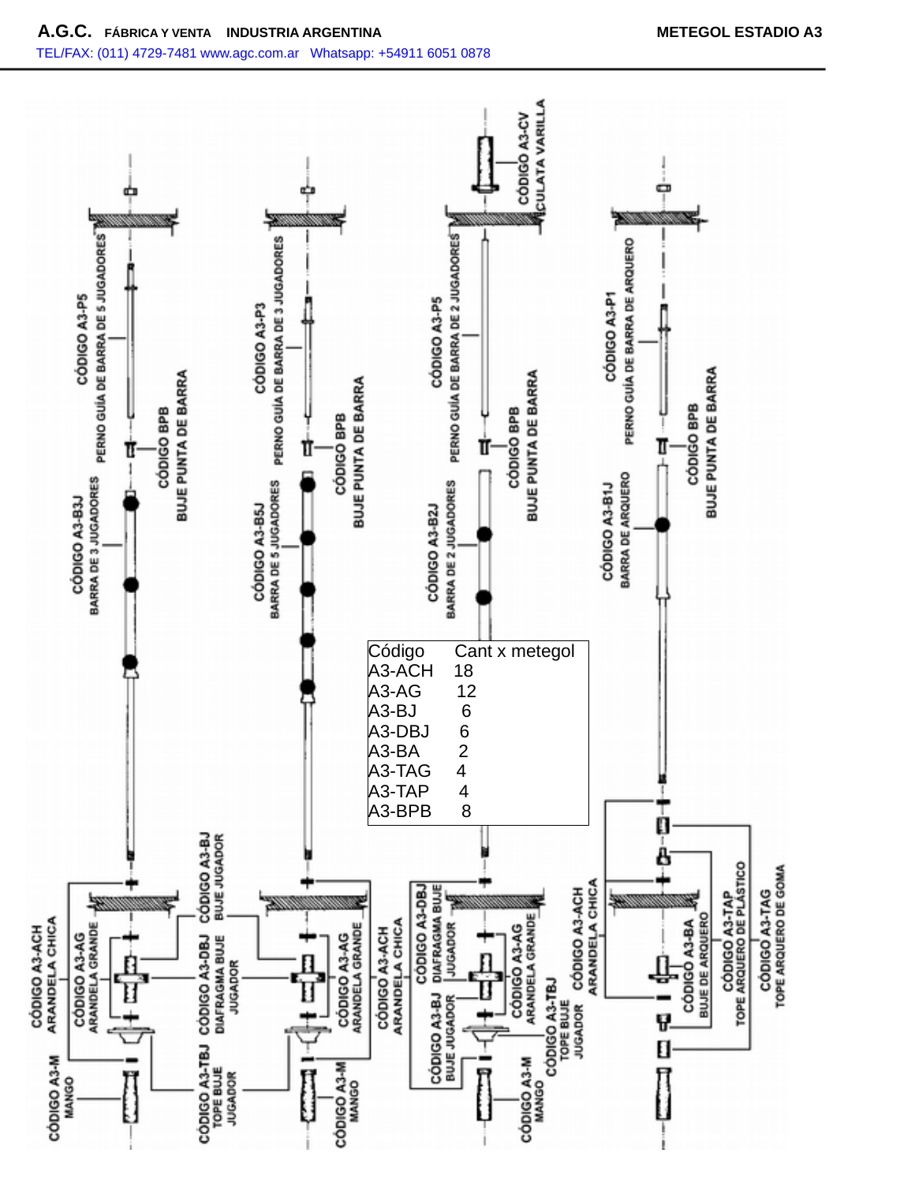A.G.C. FÁBRICA Y VENTA INDUSTRIA ARGENTINA — METEGOL ESTADIO A3

TEL/FAX: (011) 4729-7481 www.agc.com.ar Whatsapp: +54911 6051 0878

CÓDIGO A3-P5 PERNO GUÍA DE BARRA DE 5 JUGADORES

CÓDIGO BPB BUJE PUNTA DE BARRA

CÓDIGO A3-B3J BARRA DE 3 JUGADORES

CÓDIGO A3-P3 PERNO GUÍA DE BARRA DE 3 JUGADORES

CÓDIGO A3-B5J BARRA DE 5 JUGADORES

CÓDIGO A3-CV CULATA VARILLA

CÓDIGO A3-P5 PERNO GUÍA DE BARRA DE 2 JUGADORES

CÓDIGO A3-B2J BARRA DE 2 JUGADORES

CÓDIGO A3-P1 PERNO GUÍA DE BARRA DE ARQUERO

CÓDIGO A3-B1J BARRA DE ARQUERO

| Código | Cant x metegol |
|---|---|
| A3-ACH | 18 |
| A3-AG | 12 |
| A3-BJ | 6 |
| A3-DBJ | 6 |
| A3-BA | 2 |
| A3-TAG | 4 |
| A3-TAP | 4 |
| A3-BPB | 8 |

CÓDIGO A3-M MANGO

CÓDIGO A3-ACH ARANDELA CHICA

CÓDIGO A3-AG ARANDELA GRANDE

CÓDIGO A3-TBJ TOPE BUJE JUGADOR

CÓDIGO A3-DBJ DIAFRAGMA BUJE JUGADOR

CÓDIGO A3-BJ BUJE JUGADOR

CÓDIGO A3-BA BUJE DE ARQUERO

CÓDIGO A3-TAP TOPE ARQUERO DE PLÁSTICO

CÓDIGO A3-TAG TOPE ARQUERO DE GOMA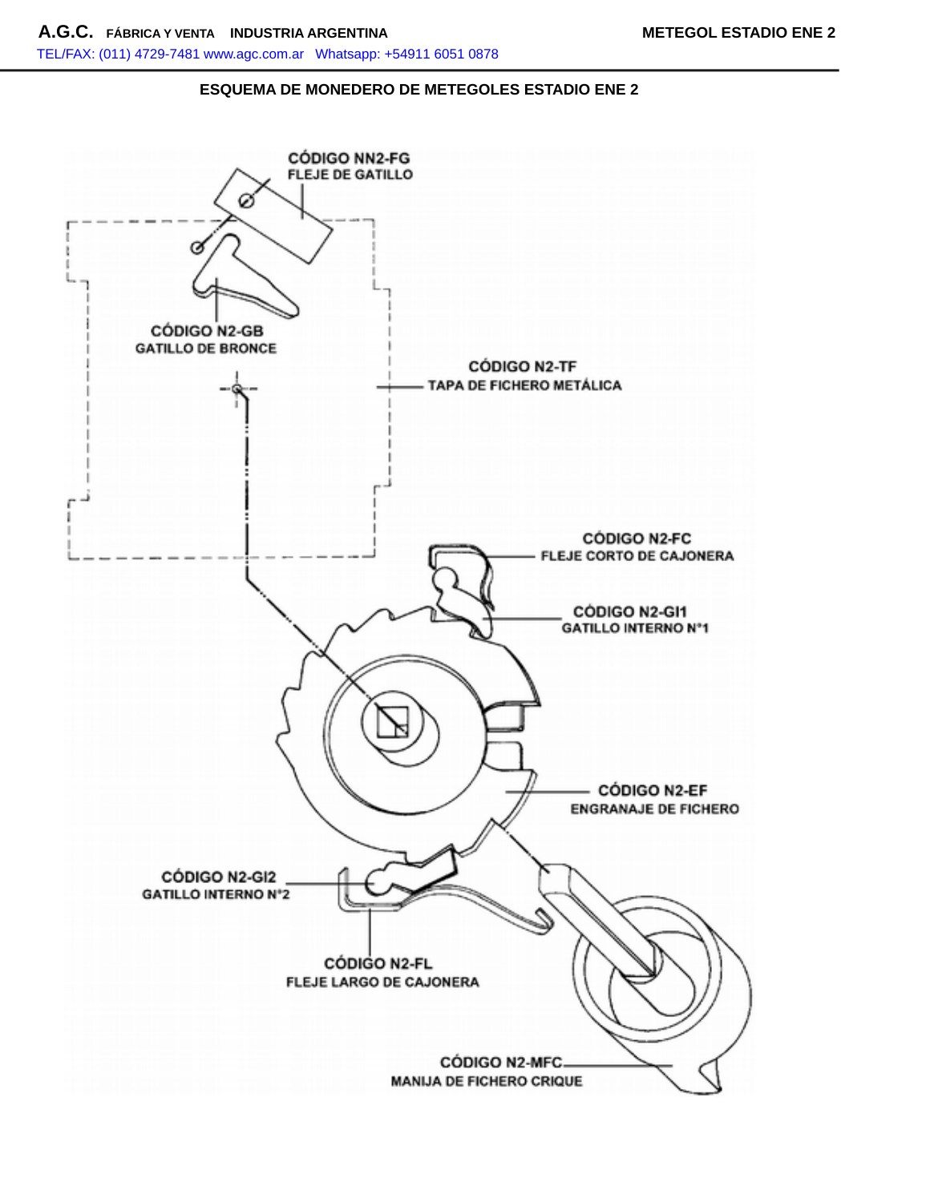## ESQUEMA DE MONEDERO DE METEGOLES ESTADIO ENE 2

CÓDIGO NN2-FG
FLEJE DE GATILLO

CÓDIGO N2-GB
GATILLO DE BRONCE

CÓDIGO N2-TF
TAPA DE FICHERO METÁLICA

CÓDIGO N2-FC
FLEJE CORTO DE CAJONERA

CÓDIGO N2-GI1
GATILLO INTERNO N°1

CÓDIGO N2-EF
ENGRANAJE DE FICHERO

CÓDIGO N2-GI2
GATILLO INTERNO N°2

CÓDIGO N2-FL
FLEJE LARGO DE CAJONERA

CÓDIGO N2-MFC
MANIJA DE FICHERO CRIQUE